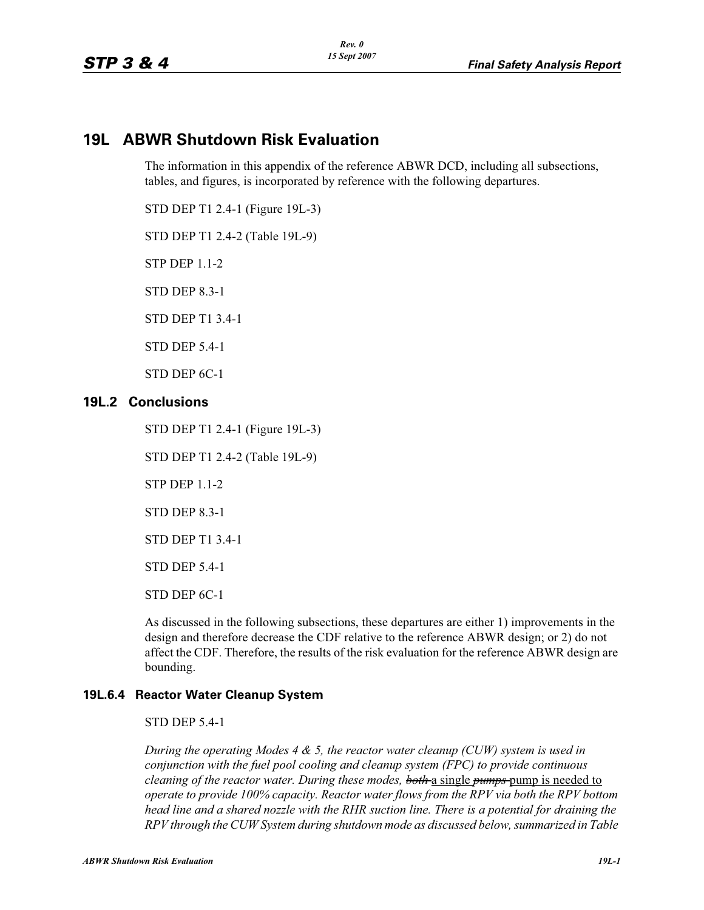# 19L ABWR Shutdown Risk Evaluation

The information in this appendix of the reference ABWR DCD, including all subsections, tables, and figures, is incorporated by reference with the following departures.

STD DEP T1 2.4-1 (Figure 19L-3)

STD DEP T1 2.4-2 (Table 19L-9)

STP DEP 1.1-2

STD DEP 8.3-1

STD DEP T1 3.4-1

STD DEP 5.4-1

STD DEP 6C-1

## 19L.2 Conclusions

STD DEP T1 2.4-1 (Figure 19L-3)

STD DEP T1 2.4-2 (Table 19L-9)

STP DEP 1.1-2

STD DEP 8.3-1

STD DEP T1 3.4-1

STD DEP 5.4-1

STD DEP 6C-1

As discussed in the following subsections, these departures are either 1) improvements in the design and therefore decrease the CDF relative to the reference ABWR design; or 2) do not affect the CDF. Therefore, the results of the risk evaluation for the reference ABWR design are bounding.

### 19L.6.4 Reactor Water Cleanup System

STD DEP 5.4-1

*During the operating Modes 4 & 5, the reactor water cleanup (CUW) system is used in conjunction with the fuel pool cooling and cleanup system (FPC) to provide continuous cleaning of the reactor water. During these modes, ~~both~~ a single ~~pumps~~ pump is needed to operate to provide 100% capacity. Reactor water flows from the RPV via both the RPV bottom head line and a shared nozzle with the RHR suction line. There is a potential for draining the RPV through the CUW System during shutdown mode as discussed below, summarized in Table*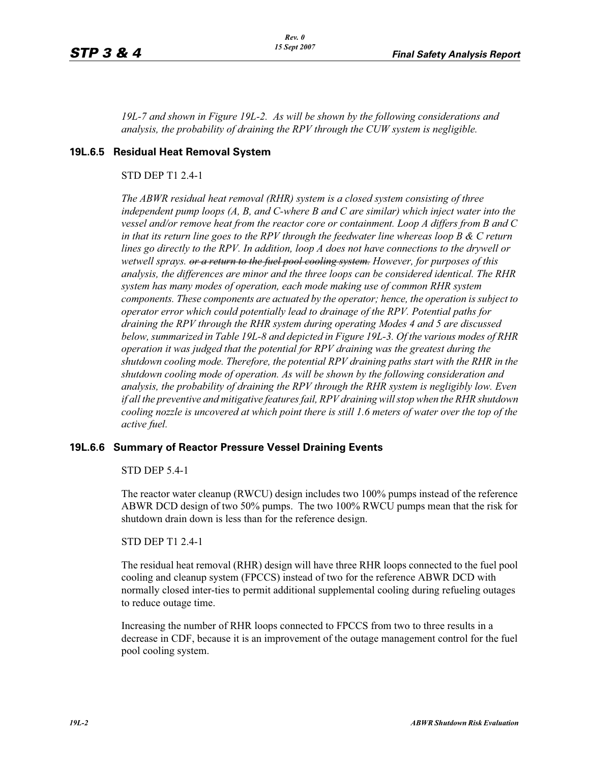*19L-7 and shown in Figure 19L-2. As will be shown by the following considerations and analysis, the probability of draining the RPV through the CUW system is negligible.*

### 19L.6.5 Residual Heat Removal System

STD DEP T1 2.4-1

*The ABWR residual heat removal (RHR) system is a closed system consisting of three independent pump loops (A, B, and C-where B and C are similar) which inject water into the vessel and/or remove heat from the reactor core or containment. Loop A differs from B and C in that its return line goes to the RPV through the feedwater line whereas loop B & C return lines go directly to the RPV. In addition, loop A does not have connections to the drywell or wetwell sprays. ~~or a return to the fuel pool cooling system.~~ However, for purposes of this analysis, the differences are minor and the three loops can be considered identical. The RHR system has many modes of operation, each mode making use of common RHR system components. These components are actuated by the operator; hence, the operation is subject to operator error which could potentially lead to drainage of the RPV. Potential paths for draining the RPV through the RHR system during operating Modes 4 and 5 are discussed below, summarized in Table 19L-8 and depicted in Figure 19L-3. Of the various modes of RHR operation it was judged that the potential for RPV draining was the greatest during the shutdown cooling mode. Therefore, the potential RPV draining paths start with the RHR in the shutdown cooling mode of operation. As will be shown by the following consideration and analysis, the probability of draining the RPV through the RHR system is negligibly low. Even if all the preventive and mitigative features fail, RPV draining will stop when the RHR shutdown cooling nozzle is uncovered at which point there is still 1.6 meters of water over the top of the active fuel.*

### 19L.6.6 Summary of Reactor Pressure Vessel Draining Events

STD DEP 5.4-1

The reactor water cleanup (RWCU) design includes two 100% pumps instead of the reference ABWR DCD design of two 50% pumps. The two 100% RWCU pumps mean that the risk for shutdown drain down is less than for the reference design.

STD DEP T1 2.4-1

The residual heat removal (RHR) design will have three RHR loops connected to the fuel pool cooling and cleanup system (FPCCS) instead of two for the reference ABWR DCD with normally closed inter-ties to permit additional supplemental cooling during refueling outages to reduce outage time.

Increasing the number of RHR loops connected to FPCCS from two to three results in a decrease in CDF, because it is an improvement of the outage management control for the fuel pool cooling system.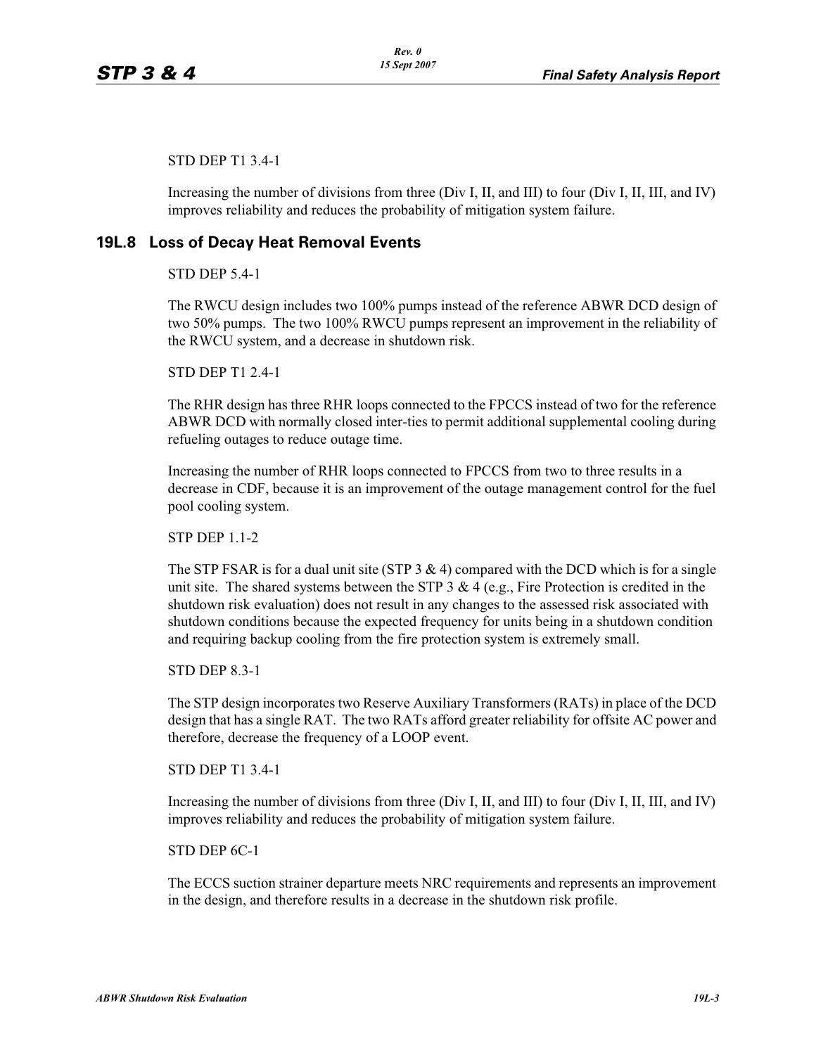STD DEP T1 3.4-1

Increasing the number of divisions from three (Div I, II, and III) to four (Div I, II, III, and IV) improves reliability and reduces the probability of mitigation system failure.

## 19L.8 Loss of Decay Heat Removal Events

STD DEP 5.4-1

The RWCU design includes two 100% pumps instead of the reference ABWR DCD design of two 50% pumps. The two 100% RWCU pumps represent an improvement in the reliability of the RWCU system, and a decrease in shutdown risk.

STD DEP T1 2.4-1

The RHR design has three RHR loops connected to the FPCCS instead of two for the reference ABWR DCD with normally closed inter-ties to permit additional supplemental cooling during refueling outages to reduce outage time.

Increasing the number of RHR loops connected to FPCCS from two to three results in a decrease in CDF, because it is an improvement of the outage management control for the fuel pool cooling system.

STP DEP 1.1-2

The STP FSAR is for a dual unit site (STP 3 & 4) compared with the DCD which is for a single unit site. The shared systems between the STP 3 & 4 (e.g., Fire Protection is credited in the shutdown risk evaluation) does not result in any changes to the assessed risk associated with shutdown conditions because the expected frequency for units being in a shutdown condition and requiring backup cooling from the fire protection system is extremely small.

STD DEP 8.3-1

The STP design incorporates two Reserve Auxiliary Transformers (RATs) in place of the DCD design that has a single RAT. The two RATs afford greater reliability for offsite AC power and therefore, decrease the frequency of a LOOP event.

STD DEP T1 3.4-1

Increasing the number of divisions from three (Div I, II, and III) to four (Div I, II, III, and IV) improves reliability and reduces the probability of mitigation system failure.

STD DEP 6C-1

The ECCS suction strainer departure meets NRC requirements and represents an improvement in the design, and therefore results in a decrease in the shutdown risk profile.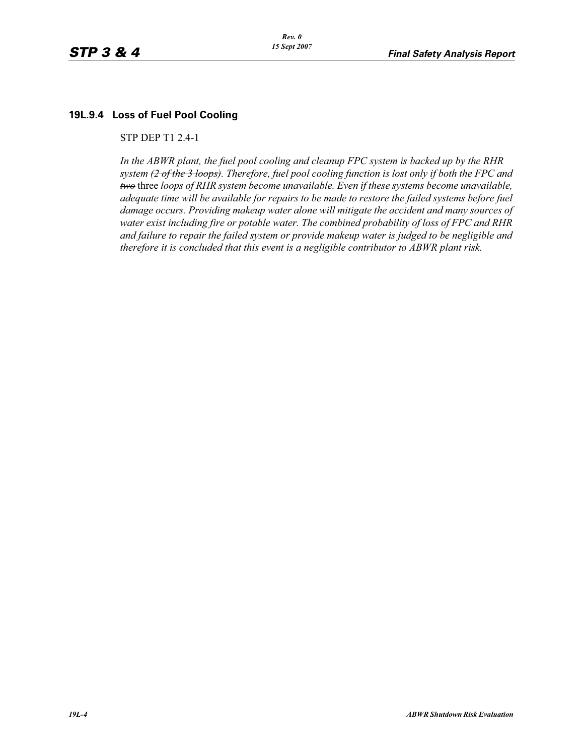### 19L.9.4 Loss of Fuel Pool Cooling

STP DEP T1 2.4-1

*In the ABWR plant, the fuel pool cooling and cleanup FPC system is backed up by the RHR system ~~(2 of the 3 loops)~~. Therefore, fuel pool cooling function is lost only if both the FPC and ~~two~~* three *loops of RHR system become unavailable. Even if these systems become unavailable, adequate time will be available for repairs to be made to restore the failed systems before fuel damage occurs. Providing makeup water alone will mitigate the accident and many sources of water exist including fire or potable water. The combined probability of loss of FPC and RHR and failure to repair the failed system or provide makeup water is judged to be negligible and therefore it is concluded that this event is a negligible contributor to ABWR plant risk.*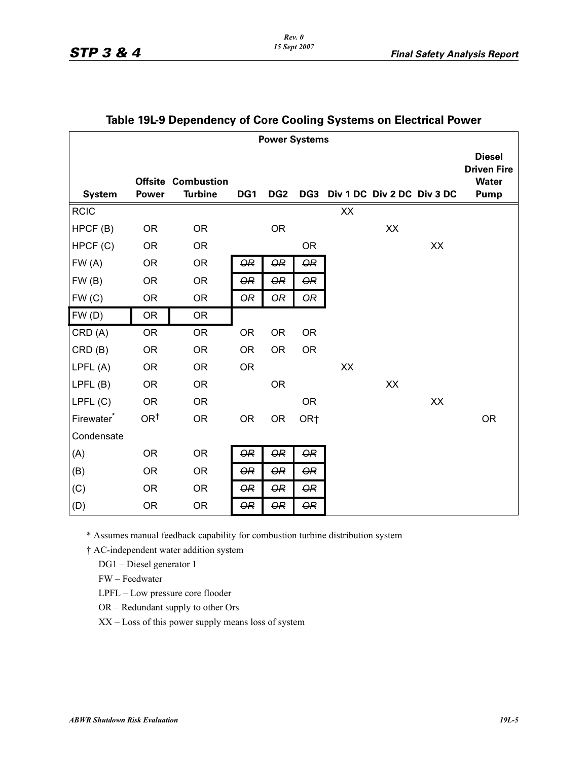## Table 19L-9 Dependency of Core Cooling Systems on Electrical Power

| System | Power Systems | | | | | | | | |
|---|---|---|---|---|---|---|---|---|---|
| | Offsite Power | Combustion Turbine | DG1 | DG2 | DG3 | Div 1 DC | Div 2 DC | Div 3 DC | Diesel Driven Fire Water Pump |
| RCIC | | | | | | XX | | | |
| HPCF (B) | OR | OR | | OR | | | XX | | |
| HPCF (C) | OR | OR | | | OR | | | XX | |
| FW (A) | OR | OR | ~~OR~~ | ~~OR~~ | ~~OR~~ | | | | |
| FW (B) | OR | OR | ~~OR~~ | ~~OR~~ | ~~OR~~ | | | | |
| FW (C) | OR | OR | ~~OR~~ | ~~OR~~ | ~~OR~~ | | | | |
| FW (D) | OR | OR | | | | | | | |
| CRD (A) | OR | OR | OR | OR | OR | | | | |
| CRD (B) | OR | OR | OR | OR | OR | | | | |
| LPFL (A) | OR | OR | OR | | | XX | | | |
| LPFL (B) | OR | OR | | OR | | | XX | | |
| LPFL (C) | OR | OR | | | OR | | | XX | |
| Firewater* | OR† | OR | OR | OR | OR† | | | | OR |
| Condensate | | | | | | | | | |
| (A) | OR | OR | ~~OR~~ | ~~OR~~ | ~~OR~~ | | | | |
| (B) | OR | OR | ~~OR~~ | ~~OR~~ | ~~OR~~ | | | | |
| (C) | OR | OR | ~~OR~~ | ~~OR~~ | ~~OR~~ | | | | |
| (D) | OR | OR | ~~OR~~ | ~~OR~~ | ~~OR~~ | | | | |

\* Assumes manual feedback capability for combustion turbine distribution system

† AC-independent water addition system

DG1 – Diesel generator 1

FW – Feedwater

LPFL – Low pressure core flooder

OR – Redundant supply to other Ors

XX – Loss of this power supply means loss of system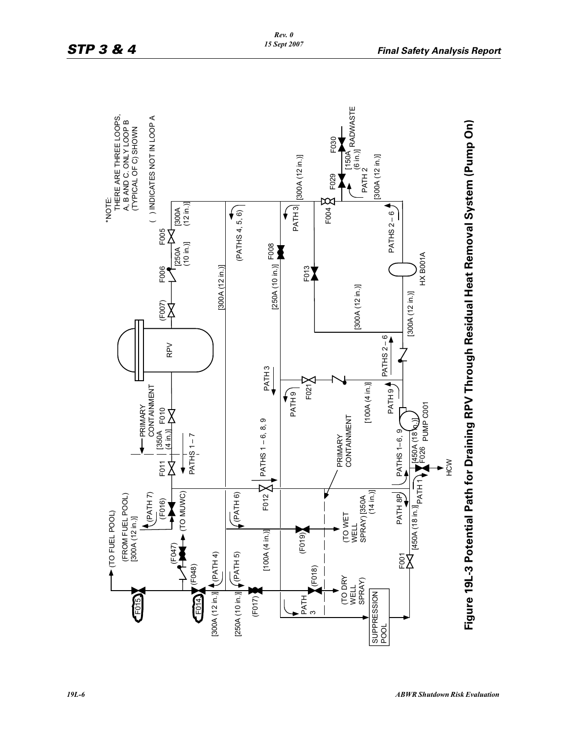*NOTE:
THERE ARE THREE LOOPS, A, B AND C. ONLY LOOP B (TYPICAL OF C) SHOWN

( ) INDICATES NOT IN LOOP A

RPV

PRIMARY CONTAINMENT

SUPPRESSION POOL

HX B001A

PUMP C001

HCW

RADWASTE

(TO FUEL POOL)

(FROM FUEL POOL) [300A (12 in.)]

(TO MUWC)

(TO WET WELL SPRAY) [350A (14 in.)]

(TO DRY WELL SPRAY)

F001, F004, F005, F006, (F007), F008, F010, F011, F012, F013, (F014), (F015), (F016), (F017), (F018), (F019), F021, F026, F029, F030, (F047), (F048)

[350A (4 in.)], [250A (10 in.)], [300A (12 in.)], [100A (4 in.)], [450A (18 in.)], [150A (6 in.)], [350A (14 in.)]

PATH 1, PATH 2, PATH 3, (PATH 4), (PATH 5), (PATH 6), (PATH 7), PATH 8P, PATH 9, PATHS 1 – 7, PATHS 1 – 6, 8, 9, PATHS 1–6, 9, PATHS 2 – 6, (PATHS 4, 5, 6)

**Figure 19L-3 Potential Path for Draining RPV Through Residual Heat Removal System (Pump On)**